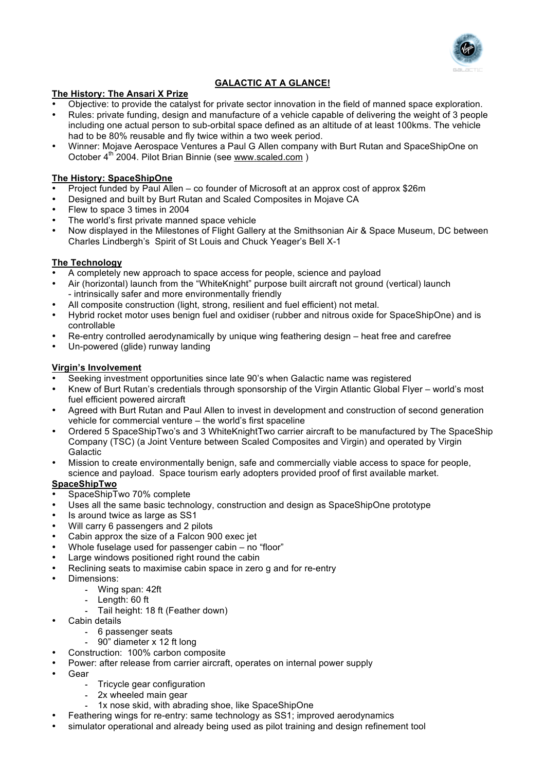# GALACTIC AT A GLANCE!

## The History: The Ansari X Prize

- Objective: to provide the catalyst for private sector innovation in the field of manned space exploration.
- Rules: private funding, design and manufacture of a vehicle capable of delivering the weight of 3 people including one actual person to sub-orbital space defined as an altitude of at least 100kms. The vehicle had to be 80% reusable and fly twice within a two week period.
- Winner: Mojave Aerospace Ventures a Paul G Allen company with Burt Rutan and SpaceShipOne on October 4th 2004. Pilot Brian Binnie (see www.scaled.com )

## The History: SpaceShipOne

- Project funded by Paul Allen – co founder of Microsoft at an approx cost of approx $26m
- Designed and built by Burt Rutan and Scaled Composites in Mojave CA
- Flew to space 3 times in 2004
- The world's first private manned space vehicle
- Now displayed in the Milestones of Flight Gallery at the Smithsonian Air & Space Museum, DC between Charles Lindbergh's Spirit of St Louis and Chuck Yeager's Bell X-1

## The Technology

- A completely new approach to space access for people, science and payload
- Air (horizontal) launch from the "WhiteKnight" purpose built aircraft not ground (vertical) launch - intrinsically safer and more environmentally friendly
- All composite construction (light, strong, resilient and fuel efficient) not metal.
- Hybrid rocket motor uses benign fuel and oxidiser (rubber and nitrous oxide for SpaceShipOne) and is controllable
- Re-entry controlled aerodynamically by unique wing feathering design – heat free and carefree
- Un-powered (glide) runway landing

## Virgin's Involvement

- Seeking investment opportunities since late 90's when Galactic name was registered
- Knew of Burt Rutan's credentials through sponsorship of the Virgin Atlantic Global Flyer – world's most fuel efficient powered aircraft
- Agreed with Burt Rutan and Paul Allen to invest in development and construction of second generation vehicle for commercial venture – the world's first spaceline
- Ordered 5 SpaceShipTwo's and 3 WhiteKnightTwo carrier aircraft to be manufactured by The SpaceShip Company (TSC) (a Joint Venture between Scaled Composites and Virgin) and operated by Virgin Galactic
- Mission to create environmentally benign, safe and commercially viable access to space for people, science and payload. Space tourism early adopters provided proof of first available market.

## SpaceShipTwo

- SpaceShipTwo 70% complete
- Uses all the same basic technology, construction and design as SpaceShipOne prototype
- Is around twice as large as SS1
- Will carry 6 passengers and 2 pilots
- Cabin approx the size of a Falcon 900 exec jet
- Whole fuselage used for passenger cabin – no "floor"
- Large windows positioned right round the cabin
- Reclining seats to maximise cabin space in zero g and for re-entry
- Dimensions:
    - Wing span: 42ft
    - Length: 60 ft
    - Tail height: 18 ft (Feather down)
- Cabin details
    - 6 passenger seats
    - 90" diameter x 12 ft long
- Construction: 100% carbon composite
- Power: after release from carrier aircraft, operates on internal power supply
- Gear
    - Tricycle gear configuration
    - 2x wheeled main gear
    - 1x nose skid, with abrading shoe, like SpaceShipOne
- Feathering wings for re-entry: same technology as SS1; improved aerodynamics
- simulator operational and already being used as pilot training and design refinement tool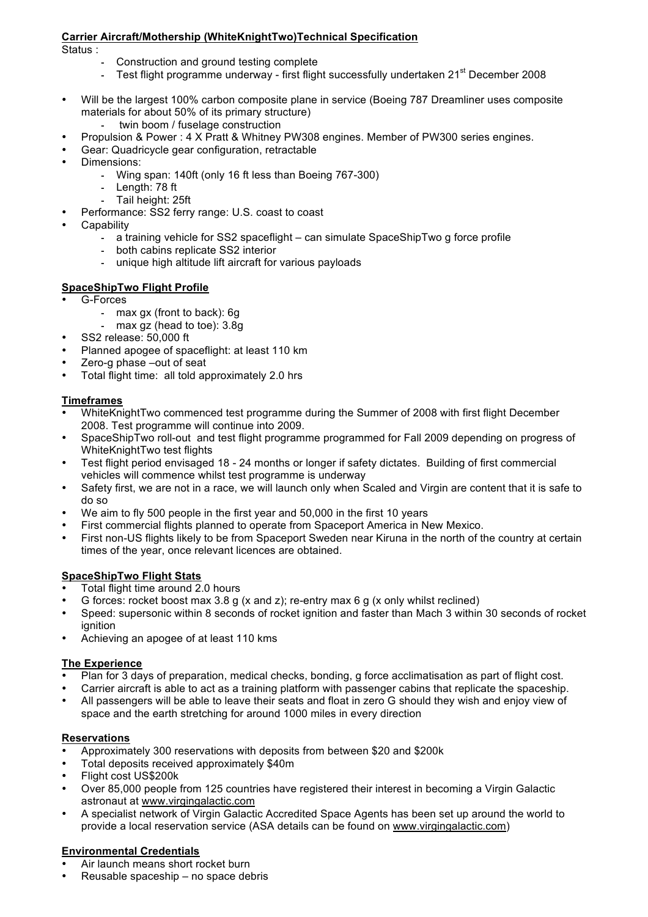**Carrier Aircraft/Mothership (WhiteKnightTwo)Technical Specification**

Status :

- Construction and ground testing complete
- Test flight programme underway - first flight successfully undertaken 21st December 2008

- Will be the largest 100% carbon composite plane in service (Boeing 787 Dreamliner uses composite materials for about 50% of its primary structure)
  - twin boom / fuselage construction
- Propulsion & Power : 4 X Pratt & Whitney PW308 engines. Member of PW300 series engines.
- Gear: Quadricycle gear configuration, retractable
- Dimensions:
  - Wing span: 140ft (only 16 ft less than Boeing 767-300)
  - Length: 78 ft
  - Tail height: 25ft
- Performance: SS2 ferry range: U.S. coast to coast
- Capability
  - a training vehicle for SS2 spaceflight – can simulate SpaceShipTwo g force profile
  - both cabins replicate SS2 interior
  - unique high altitude lift aircraft for various payloads

**SpaceShipTwo Flight Profile**

- G-Forces
  - max gx (front to back): 6g
  - max gz (head to toe): 3.8g
- SS2 release: 50,000 ft
- Planned apogee of spaceflight: at least 110 km
- Zero-g phase –out of seat
- Total flight time: all told approximately 2.0 hrs

**Timeframes**

- WhiteKnightTwo commenced test programme during the Summer of 2008 with first flight December 2008. Test programme will continue into 2009.
- SpaceShipTwo roll-out and test flight programme programmed for Fall 2009 depending on progress of WhiteKnightTwo test flights
- Test flight period envisaged 18 - 24 months or longer if safety dictates. Building of first commercial vehicles will commence whilst test programme is underway
- Safety first, we are not in a race, we will launch only when Scaled and Virgin are content that it is safe to do so
- We aim to fly 500 people in the first year and 50,000 in the first 10 years
- First commercial flights planned to operate from Spaceport America in New Mexico.
- First non-US flights likely to be from Spaceport Sweden near Kiruna in the north of the country at certain times of the year, once relevant licences are obtained.

**SpaceShipTwo Flight Stats**

- Total flight time around 2.0 hours
- G forces: rocket boost max 3.8 g (x and z); re-entry max 6 g (x only whilst reclined)
- Speed: supersonic within 8 seconds of rocket ignition and faster than Mach 3 within 30 seconds of rocket ignition
- Achieving an apogee of at least 110 kms

**The Experience**

- Plan for 3 days of preparation, medical checks, bonding, g force acclimatisation as part of flight cost.
- Carrier aircraft is able to act as a training platform with passenger cabins that replicate the spaceship.
- All passengers will be able to leave their seats and float in zero G should they wish and enjoy view of space and the earth stretching for around 1000 miles in every direction

**Reservations**

- Approximately 300 reservations with deposits from between $20 and $200k
- Total deposits received approximately $40m
- Flight cost US$200k
- Over 85,000 people from 125 countries have registered their interest in becoming a Virgin Galactic astronaut at www.virgingalactic.com
- A specialist network of Virgin Galactic Accredited Space Agents has been set up around the world to provide a local reservation service (ASA details can be found on www.virgingalactic.com)

**Environmental Credentials**

- Air launch means short rocket burn
- Reusable spaceship – no space debris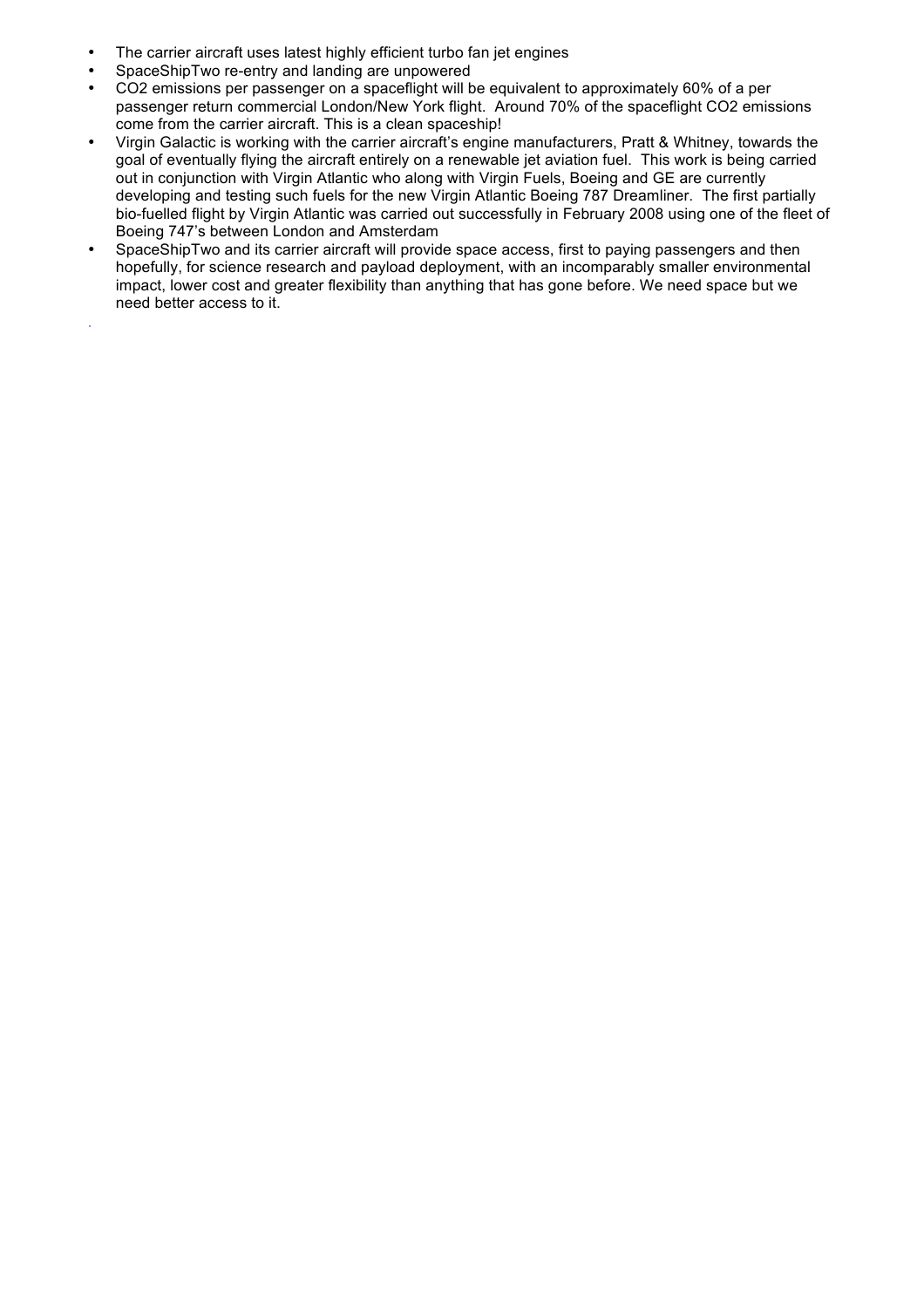- The carrier aircraft uses latest highly efficient turbo fan jet engines
- SpaceShipTwo re-entry and landing are unpowered
- $CO_2$ emissions per passenger on a spaceflight will be equivalent to approximately 60% of a per passenger return commercial London/New York flight. Around 70% of the spaceflight $CO_2$ emissions come from the carrier aircraft. This is a clean spaceship!
- Virgin Galactic is working with the carrier aircraft's engine manufacturers, Pratt & Whitney, towards the goal of eventually flying the aircraft entirely on a renewable jet aviation fuel. This work is being carried out in conjunction with Virgin Atlantic who along with Virgin Fuels, Boeing and GE are currently developing and testing such fuels for the new Virgin Atlantic Boeing 787 Dreamliner. The first partially bio-fuelled flight by Virgin Atlantic was carried out successfully in February 2008 using one of the fleet of Boeing 747's between London and Amsterdam
- SpaceShipTwo and its carrier aircraft will provide space access, first to paying passengers and then hopefully, for science research and payload deployment, with an incomparably smaller environmental impact, lower cost and greater flexibility than anything that has gone before. We need space but we need better access to it.